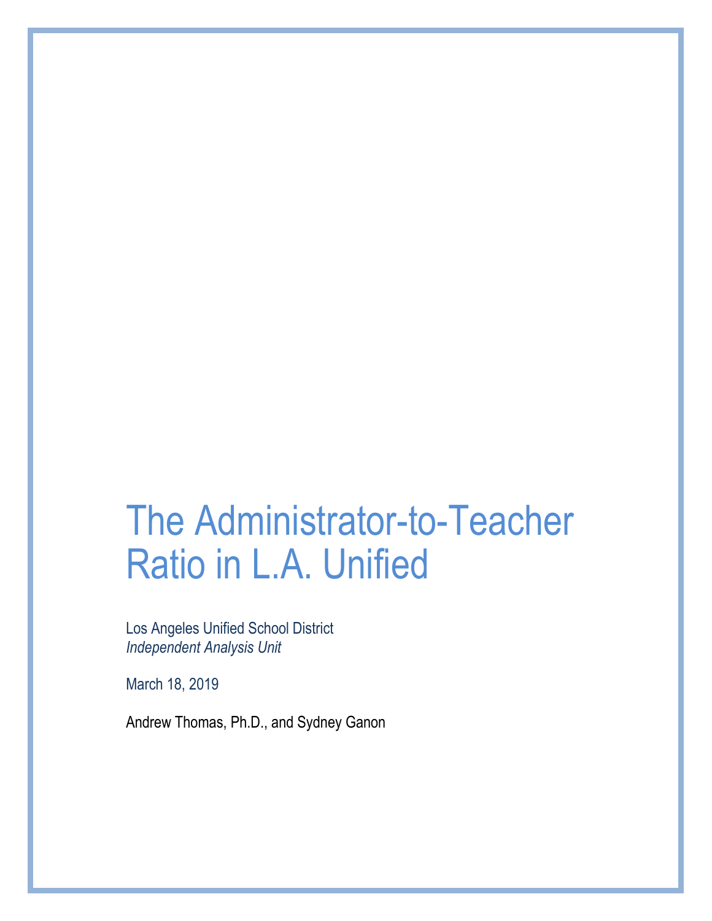# The Administrator-to-Teacher Ratio in L.A. Unified

Los Angeles Unified School District
*Independent Analysis Unit*

March 18, 2019

Andrew Thomas, Ph.D., and Sydney Ganon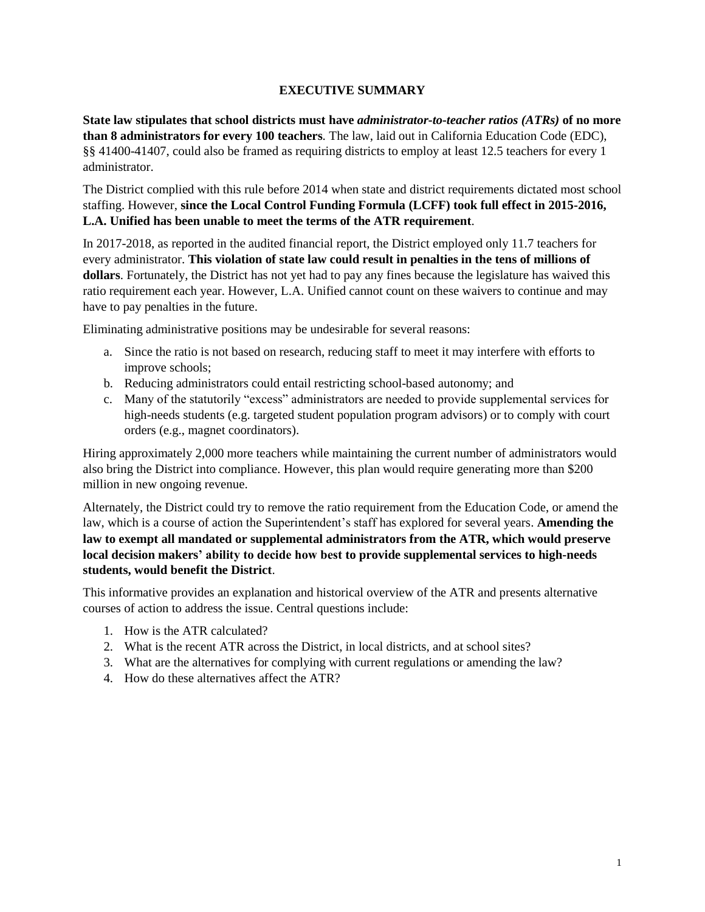## EXECUTIVE SUMMARY

**State law stipulates that school districts must have *administrator-to-teacher ratios (ATRs)* of no more than 8 administrators for every 100 teachers**. The law, laid out in California Education Code (EDC), §§ 41400-41407, could also be framed as requiring districts to employ at least 12.5 teachers for every 1 administrator.

The District complied with this rule before 2014 when state and district requirements dictated most school staffing. However, **since the Local Control Funding Formula (LCFF) took full effect in 2015-2016, L.A. Unified has been unable to meet the terms of the ATR requirement**.

In 2017-2018, as reported in the audited financial report, the District employed only 11.7 teachers for every administrator. **This violation of state law could result in penalties in the tens of millions of dollars**. Fortunately, the District has not yet had to pay any fines because the legislature has waived this ratio requirement each year. However, L.A. Unified cannot count on these waivers to continue and may have to pay penalties in the future.

Eliminating administrative positions may be undesirable for several reasons:

a. Since the ratio is not based on research, reducing staff to meet it may interfere with efforts to improve schools;
b. Reducing administrators could entail restricting school-based autonomy; and
c. Many of the statutorily "excess" administrators are needed to provide supplemental services for high-needs students (e.g. targeted student population program advisors) or to comply with court orders (e.g., magnet coordinators).

Hiring approximately 2,000 more teachers while maintaining the current number of administrators would also bring the District into compliance. However, this plan would require generating more than $200 million in new ongoing revenue.

Alternately, the District could try to remove the ratio requirement from the Education Code, or amend the law, which is a course of action the Superintendent's staff has explored for several years. **Amending the law to exempt all mandated or supplemental administrators from the ATR, which would preserve local decision makers' ability to decide how best to provide supplemental services to high-needs students, would benefit the District**.

This informative provides an explanation and historical overview of the ATR and presents alternative courses of action to address the issue. Central questions include:

1. How is the ATR calculated?
2. What is the recent ATR across the District, in local districts, and at school sites?
3. What are the alternatives for complying with current regulations or amending the law?
4. How do these alternatives affect the ATR?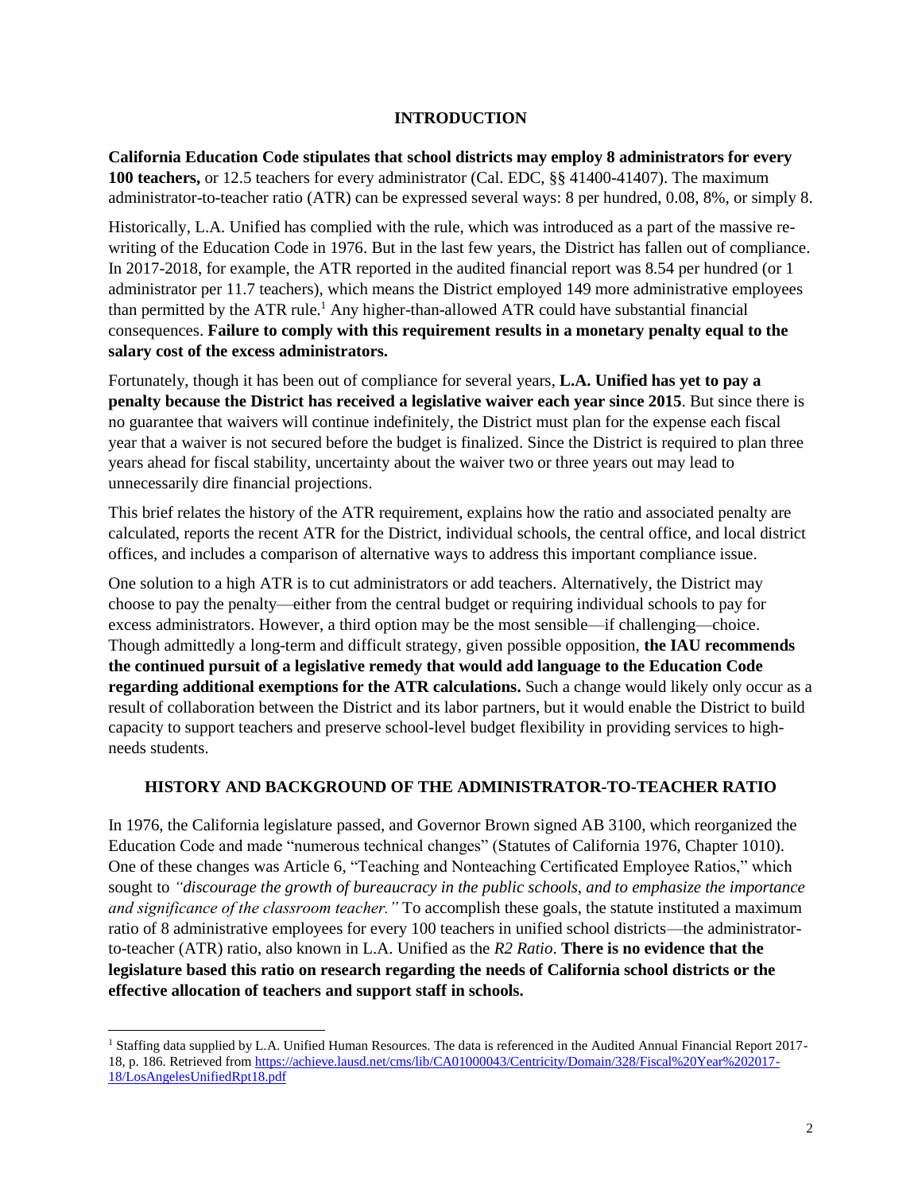## INTRODUCTION

**California Education Code stipulates that school districts may employ 8 administrators for every 100 teachers,** or 12.5 teachers for every administrator (Cal. EDC, §§ 41400-41407). The maximum administrator-to-teacher ratio (ATR) can be expressed several ways: 8 per hundred, 0.08, 8%, or simply 8.

Historically, L.A. Unified has complied with the rule, which was introduced as a part of the massive re-writing of the Education Code in 1976. But in the last few years, the District has fallen out of compliance. In 2017-2018, for example, the ATR reported in the audited financial report was 8.54 per hundred (or 1 administrator per 11.7 teachers), which means the District employed 149 more administrative employees than permitted by the ATR rule.[1] Any higher-than-allowed ATR could have substantial financial consequences. **Failure to comply with this requirement results in a monetary penalty equal to the salary cost of the excess administrators.**

Fortunately, though it has been out of compliance for several years, **L.A. Unified has yet to pay a penalty because the District has received a legislative waiver each year since 2015**. But since there is no guarantee that waivers will continue indefinitely, the District must plan for the expense each fiscal year that a waiver is not secured before the budget is finalized. Since the District is required to plan three years ahead for fiscal stability, uncertainty about the waiver two or three years out may lead to unnecessarily dire financial projections.

This brief relates the history of the ATR requirement, explains how the ratio and associated penalty are calculated, reports the recent ATR for the District, individual schools, the central office, and local district offices, and includes a comparison of alternative ways to address this important compliance issue.

One solution to a high ATR is to cut administrators or add teachers. Alternatively, the District may choose to pay the penalty—either from the central budget or requiring individual schools to pay for excess administrators. However, a third option may be the most sensible—if challenging—choice. Though admittedly a long-term and difficult strategy, given possible opposition, **the IAU recommends the continued pursuit of a legislative remedy that would add language to the Education Code regarding additional exemptions for the ATR calculations.** Such a change would likely only occur as a result of collaboration between the District and its labor partners, but it would enable the District to build capacity to support teachers and preserve school-level budget flexibility in providing services to high-needs students.

## HISTORY AND BACKGROUND OF THE ADMINISTRATOR-TO-TEACHER RATIO

In 1976, the California legislature passed, and Governor Brown signed AB 3100, which reorganized the Education Code and made "numerous technical changes" (Statutes of California 1976, Chapter 1010). One of these changes was Article 6, "Teaching and Nonteaching Certificated Employee Ratios," which sought to *"discourage the growth of bureaucracy in the public schools, and to emphasize the importance and significance of the classroom teacher."* To accomplish these goals, the statute instituted a maximum ratio of 8 administrative employees for every 100 teachers in unified school districts—the administrator-to-teacher (ATR) ratio, also known in L.A. Unified as the *R2 Ratio*. **There is no evidence that the legislature based this ratio on research regarding the needs of California school districts or the effective allocation of teachers and support staff in schools.**

---

[1] Staffing data supplied by L.A. Unified Human Resources. The data is referenced in the Audited Annual Financial Report 2017-18, p. 186. Retrieved from https://achieve.lausd.net/cms/lib/CA01000043/Centricity/Domain/328/Fiscal%20Year%202017-18/LosAngelesUnifiedRpt18.pdf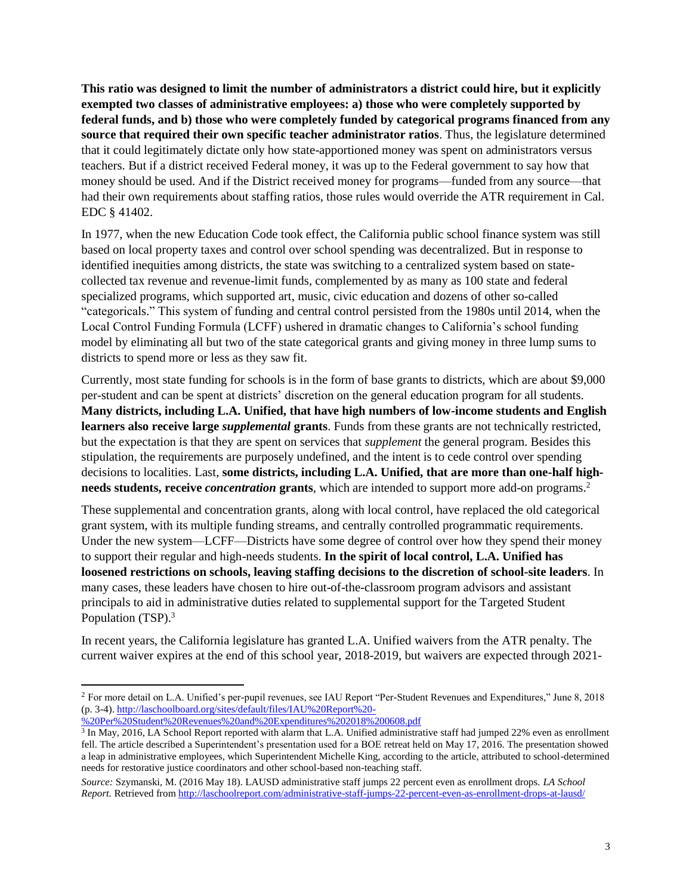**This ratio was designed to limit the number of administrators a district could hire, but it explicitly exempted two classes of administrative employees: a) those who were completely supported by federal funds, and b) those who were completely funded by categorical programs financed from any source that required their own specific teacher administrator ratios**. Thus, the legislature determined that it could legitimately dictate only how state-apportioned money was spent on administrators versus teachers. But if a district received Federal money, it was up to the Federal government to say how that money should be used. And if the District received money for programs—funded from any source—that had their own requirements about staffing ratios, those rules would override the ATR requirement in Cal. EDC § 41402.

In 1977, when the new Education Code took effect, the California public school finance system was still based on local property taxes and control over school spending was decentralized. But in response to identified inequities among districts, the state was switching to a centralized system based on state-collected tax revenue and revenue-limit funds, complemented by as many as 100 state and federal specialized programs, which supported art, music, civic education and dozens of other so-called "categoricals." This system of funding and central control persisted from the 1980s until 2014, when the Local Control Funding Formula (LCFF) ushered in dramatic changes to California's school funding model by eliminating all but two of the state categorical grants and giving money in three lump sums to districts to spend more or less as they saw fit.

Currently, most state funding for schools is in the form of base grants to districts, which are about $9,000 per-student and can be spent at districts' discretion on the general education program for all students. **Many districts, including L.A. Unified, that have high numbers of low-income students and English learners also receive large *supplemental* grants**. Funds from these grants are not technically restricted, but the expectation is that they are spent on services that *supplement* the general program. Besides this stipulation, the requirements are purposely undefined, and the intent is to cede control over spending decisions to localities. Last, **some districts, including L.A. Unified, that are more than one-half high-needs students, receive *concentration* grants**, which are intended to support more add-on programs.[2]

These supplemental and concentration grants, along with local control, have replaced the old categorical grant system, with its multiple funding streams, and centrally controlled programmatic requirements. Under the new system—LCFF—Districts have some degree of control over how they spend their money to support their regular and high-needs students. **In the spirit of local control, L.A. Unified has loosened restrictions on schools, leaving staffing decisions to the discretion of school-site leaders**. In many cases, these leaders have chosen to hire out-of-the-classroom program advisors and assistant principals to aid in administrative duties related to supplemental support for the Targeted Student Population (TSP).[3]

In recent years, the California legislature has granted L.A. Unified waivers from the ATR penalty. The current waiver expires at the end of this school year, 2018-2019, but waivers are expected through 2021-

---

[2] For more detail on L.A. Unified's per-pupil revenues, see IAU Report "Per-Student Revenues and Expenditures," June 8, 2018 (p. 3-4). http://laschoolboard.org/sites/default/files/IAU%20Report%20-%20Per%20Student%20Revenues%20and%20Expenditures%202018%200608.pdf

[3] In May, 2016, LA School Report reported with alarm that L.A. Unified administrative staff had jumped 22% even as enrollment fell. The article described a Superintendent's presentation used for a BOE retreat held on May 17, 2016. The presentation showed a leap in administrative employees, which Superintendent Michelle King, according to the article, attributed to school-determined needs for restorative justice coordinators and other school-based non-teaching staff.

*Source:* Szymanski, M. (2016 May 18). LAUSD administrative staff jumps 22 percent even as enrollment drops. *LA School Report.* Retrieved from http://laschoolreport.com/administrative-staff-jumps-22-percent-even-as-enrollment-drops-at-lausd/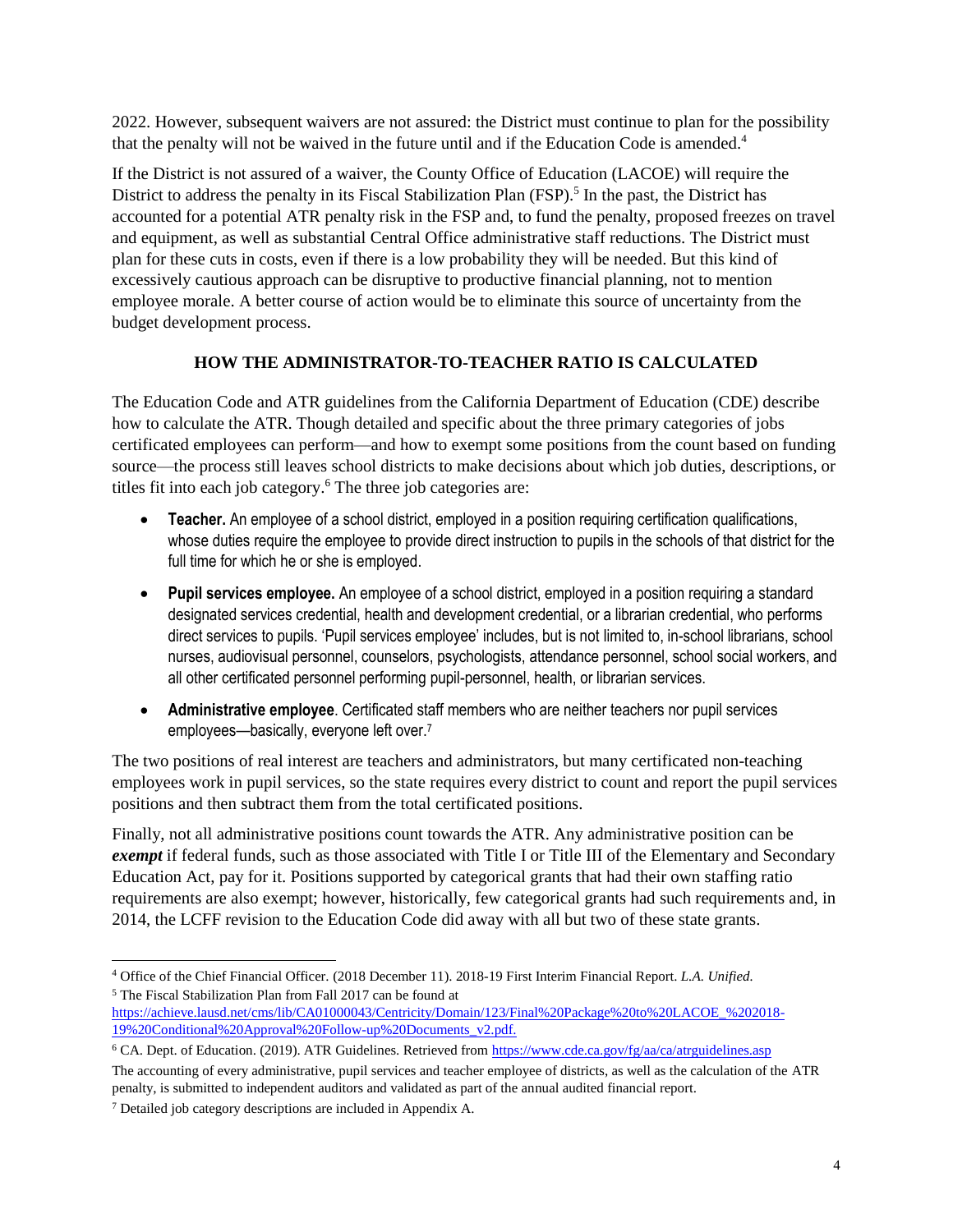2022. However, subsequent waivers are not assured: the District must continue to plan for the possibility that the penalty will not be waived in the future until and if the Education Code is amended.[4]

If the District is not assured of a waiver, the County Office of Education (LACOE) will require the District to address the penalty in its Fiscal Stabilization Plan (FSP).[5] In the past, the District has accounted for a potential ATR penalty risk in the FSP and, to fund the penalty, proposed freezes on travel and equipment, as well as substantial Central Office administrative staff reductions. The District must plan for these cuts in costs, even if there is a low probability they will be needed. But this kind of excessively cautious approach can be disruptive to productive financial planning, not to mention employee morale. A better course of action would be to eliminate this source of uncertainty from the budget development process.

## HOW THE ADMINISTRATOR-TO-TEACHER RATIO IS CALCULATED

The Education Code and ATR guidelines from the California Department of Education (CDE) describe how to calculate the ATR. Though detailed and specific about the three primary categories of jobs certificated employees can perform—and how to exempt some positions from the count based on funding source—the process still leaves school districts to make decisions about which job duties, descriptions, or titles fit into each job category.[6] The three job categories are:

- **Teacher.** An employee of a school district, employed in a position requiring certification qualifications, whose duties require the employee to provide direct instruction to pupils in the schools of that district for the full time for which he or she is employed.
- **Pupil services employee.** An employee of a school district, employed in a position requiring a standard designated services credential, health and development credential, or a librarian credential, who performs direct services to pupils. 'Pupil services employee' includes, but is not limited to, in-school librarians, school nurses, audiovisual personnel, counselors, psychologists, attendance personnel, school social workers, and all other certificated personnel performing pupil-personnel, health, or librarian services.
- **Administrative employee**. Certificated staff members who are neither teachers nor pupil services employees—basically, everyone left over.[7]

The two positions of real interest are teachers and administrators, but many certificated non-teaching employees work in pupil services, so the state requires every district to count and report the pupil services positions and then subtract them from the total certificated positions.

Finally, not all administrative positions count towards the ATR. Any administrative position can be ***exempt*** if federal funds, such as those associated with Title I or Title III of the Elementary and Secondary Education Act, pay for it. Positions supported by categorical grants that had their own staffing ratio requirements are also exempt; however, historically, few categorical grants had such requirements and, in 2014, the LCFF revision to the Education Code did away with all but two of these state grants.

---

[4] Office of the Chief Financial Officer. (2018 December 11). 2018-19 First Interim Financial Report. *L.A. Unified.*

[5] The Fiscal Stabilization Plan from Fall 2017 can be found at https://achieve.lausd.net/cms/lib/CA01000043/Centricity/Domain/123/Final%20Package%20to%20LACOE_%202018-19%20Conditional%20Approval%20Follow-up%20Documents_v2.pdf.

[6] CA. Dept. of Education. (2019). ATR Guidelines. Retrieved from https://www.cde.ca.gov/fg/aa/ca/atrguidelines.asp

The accounting of every administrative, pupil services and teacher employee of districts, as well as the calculation of the ATR penalty, is submitted to independent auditors and validated as part of the annual audited financial report.

[7] Detailed job category descriptions are included in Appendix A.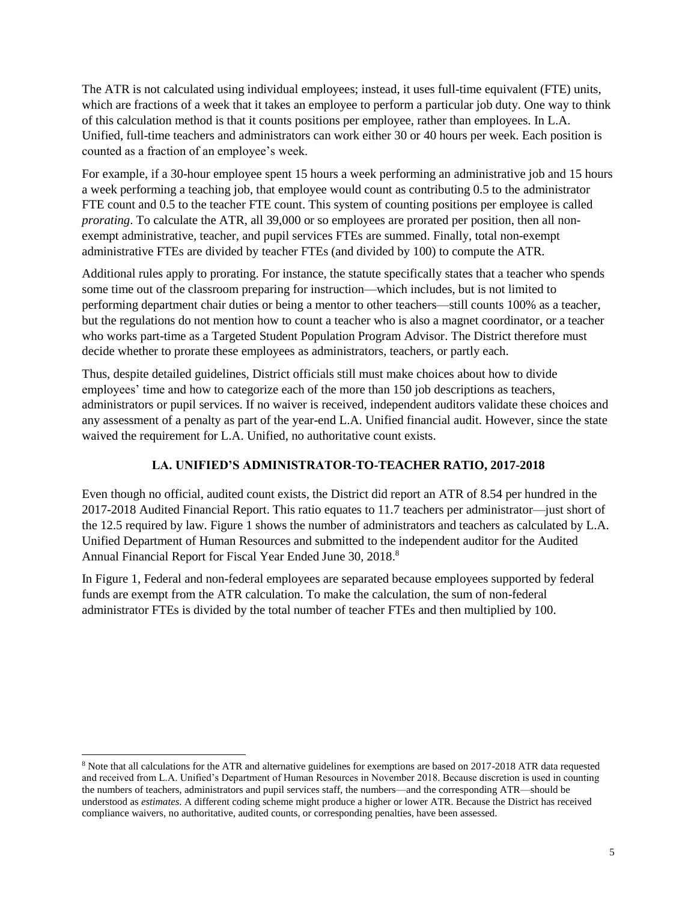The ATR is not calculated using individual employees; instead, it uses full-time equivalent (FTE) units, which are fractions of a week that it takes an employee to perform a particular job duty. One way to think of this calculation method is that it counts positions per employee, rather than employees. In L.A. Unified, full-time teachers and administrators can work either 30 or 40 hours per week. Each position is counted as a fraction of an employee's week.

For example, if a 30-hour employee spent 15 hours a week performing an administrative job and 15 hours a week performing a teaching job, that employee would count as contributing 0.5 to the administrator FTE count and 0.5 to the teacher FTE count. This system of counting positions per employee is called *prorating*. To calculate the ATR, all 39,000 or so employees are prorated per position, then all non-exempt administrative, teacher, and pupil services FTEs are summed. Finally, total non-exempt administrative FTEs are divided by teacher FTEs (and divided by 100) to compute the ATR.

Additional rules apply to prorating. For instance, the statute specifically states that a teacher who spends some time out of the classroom preparing for instruction—which includes, but is not limited to performing department chair duties or being a mentor to other teachers—still counts 100% as a teacher, but the regulations do not mention how to count a teacher who is also a magnet coordinator, or a teacher who works part-time as a Targeted Student Population Program Advisor. The District therefore must decide whether to prorate these employees as administrators, teachers, or partly each.

Thus, despite detailed guidelines, District officials still must make choices about how to divide employees' time and how to categorize each of the more than 150 job descriptions as teachers, administrators or pupil services. If no waiver is received, independent auditors validate these choices and any assessment of a penalty as part of the year-end L.A. Unified financial audit. However, since the state waived the requirement for L.A. Unified, no authoritative count exists.

## LA. UNIFIED'S ADMINISTRATOR-TO-TEACHER RATIO, 2017-2018

Even though no official, audited count exists, the District did report an ATR of 8.54 per hundred in the 2017-2018 Audited Financial Report. This ratio equates to 11.7 teachers per administrator—just short of the 12.5 required by law. Figure 1 shows the number of administrators and teachers as calculated by L.A. Unified Department of Human Resources and submitted to the independent auditor for the Audited Annual Financial Report for Fiscal Year Ended June 30, 2018.[8]

In Figure 1, Federal and non-federal employees are separated because employees supported by federal funds are exempt from the ATR calculation. To make the calculation, the sum of non-federal administrator FTEs is divided by the total number of teacher FTEs and then multiplied by 100.

[8] Note that all calculations for the ATR and alternative guidelines for exemptions are based on 2017-2018 ATR data requested and received from L.A. Unified's Department of Human Resources in November 2018. Because discretion is used in counting the numbers of teachers, administrators and pupil services staff, the numbers—and the corresponding ATR—should be understood as *estimates*. A different coding scheme might produce a higher or lower ATR. Because the District has received compliance waivers, no authoritative, audited counts, or corresponding penalties, have been assessed.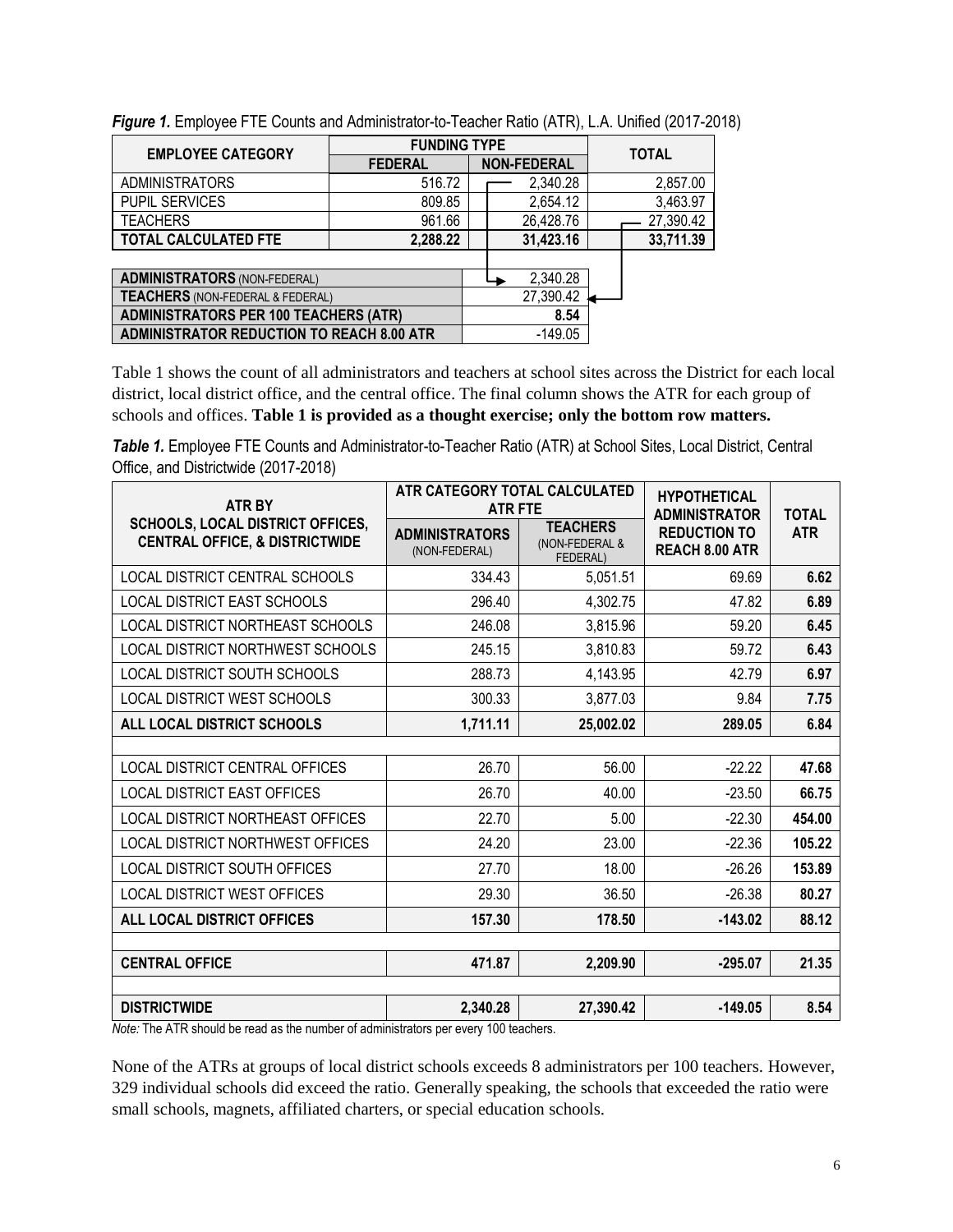***Figure 1.*** Employee FTE Counts and Administrator-to-Teacher Ratio (ATR), L.A. Unified (2017-2018)

| EMPLOYEE CATEGORY | FUNDING TYPE | | TOTAL |
|---|---|---|---|
| | FEDERAL | NON-FEDERAL | |
| ADMINISTRATORS | 516.72 | 2,340.28 | 2,857.00 |
| PUPIL SERVICES | 809.85 | 2,654.12 | 3,463.97 |
| TEACHERS | 961.66 | 26,428.76 | 27,390.42 |
| **TOTAL CALCULATED FTE** | **2,288.22** | **31,423.16** | **33,711.39** |

| | |
|---|---|
| **ADMINISTRATORS** (NON-FEDERAL) | 2,340.28 |
| **TEACHERS** (NON-FEDERAL & FEDERAL) | 27,390.42 |
| **ADMINISTRATORS PER 100 TEACHERS (ATR)** | **8.54** |
| **ADMINISTRATOR REDUCTION TO REACH 8.00 ATR** | -149.05 |

Table 1 shows the count of all administrators and teachers at school sites across the District for each local district, local district office, and the central office. The final column shows the ATR for each group of schools and offices. **Table 1 is provided as a thought exercise; only the bottom row matters.**

***Table 1.*** Employee FTE Counts and Administrator-to-Teacher Ratio (ATR) at School Sites, Local District, Central Office, and Districtwide (2017-2018)

| ATR BY SCHOOLS, LOCAL DISTRICT OFFICES, CENTRAL OFFICE, & DISTRICTWIDE | ATR CATEGORY TOTAL CALCULATED ATR FTE | | HYPOTHETICAL ADMINISTRATOR REDUCTION TO REACH 8.00 ATR | TOTAL ATR |
|---|---|---|---|---|
| | ADMINISTRATORS (NON-FEDERAL) | TEACHERS (NON-FEDERAL & FEDERAL) | | |
| LOCAL DISTRICT CENTRAL SCHOOLS | 334.43 | 5,051.51 | 69.69 | **6.62** |
| LOCAL DISTRICT EAST SCHOOLS | 296.40 | 4,302.75 | 47.82 | **6.89** |
| LOCAL DISTRICT NORTHEAST SCHOOLS | 246.08 | 3,815.96 | 59.20 | **6.45** |
| LOCAL DISTRICT NORTHWEST SCHOOLS | 245.15 | 3,810.83 | 59.72 | **6.43** |
| LOCAL DISTRICT SOUTH SCHOOLS | 288.73 | 4,143.95 | 42.79 | **6.97** |
| LOCAL DISTRICT WEST SCHOOLS | 300.33 | 3,877.03 | 9.84 | **7.75** |
| **ALL LOCAL DISTRICT SCHOOLS** | **1,711.11** | **25,002.02** | **289.05** | **6.84** |
| | | | | |
| LOCAL DISTRICT CENTRAL OFFICES | 26.70 | 56.00 | -22.22 | **47.68** |
| LOCAL DISTRICT EAST OFFICES | 26.70 | 40.00 | -23.50 | **66.75** |
| LOCAL DISTRICT NORTHEAST OFFICES | 22.70 | 5.00 | -22.30 | **454.00** |
| LOCAL DISTRICT NORTHWEST OFFICES | 24.20 | 23.00 | -22.36 | **105.22** |
| LOCAL DISTRICT SOUTH OFFICES | 27.70 | 18.00 | -26.26 | **153.89** |
| LOCAL DISTRICT WEST OFFICES | 29.30 | 36.50 | -26.38 | **80.27** |
| **ALL LOCAL DISTRICT OFFICES** | **157.30** | **178.50** | **-143.02** | **88.12** |
| | | | | |
| **CENTRAL OFFICE** | **471.87** | **2,209.90** | **-295.07** | **21.35** |
| | | | | |
| **DISTRICTWIDE** | **2,340.28** | **27,390.42** | **-149.05** | **8.54** |

*Note:* The ATR should be read as the number of administrators per every 100 teachers.

None of the ATRs at groups of local district schools exceeds 8 administrators per 100 teachers. However, 329 individual schools did exceed the ratio. Generally speaking, the schools that exceeded the ratio were small schools, magnets, affiliated charters, or special education schools.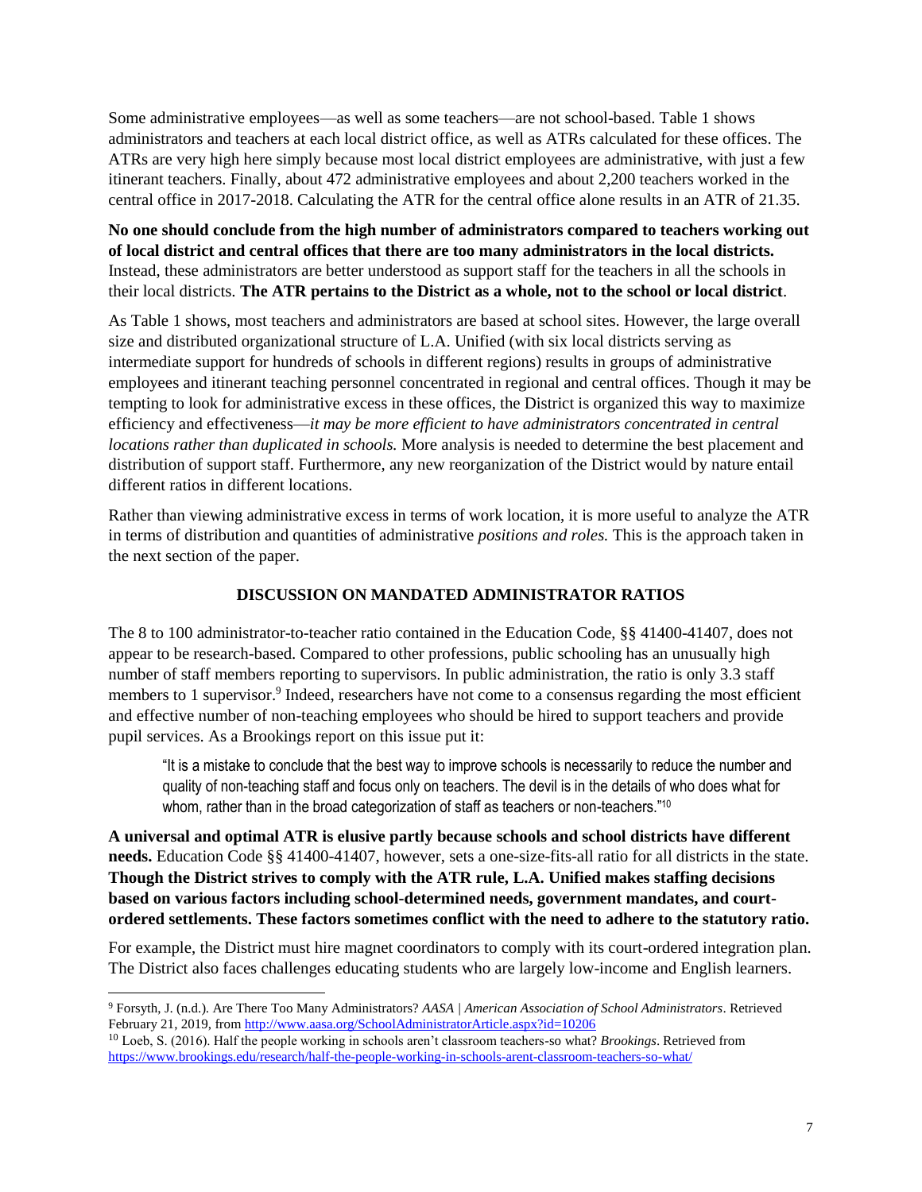Some administrative employees—as well as some teachers—are not school-based. Table 1 shows administrators and teachers at each local district office, as well as ATRs calculated for these offices. The ATRs are very high here simply because most local district employees are administrative, with just a few itinerant teachers. Finally, about 472 administrative employees and about 2,200 teachers worked in the central office in 2017-2018. Calculating the ATR for the central office alone results in an ATR of 21.35.

**No one should conclude from the high number of administrators compared to teachers working out of local district and central offices that there are too many administrators in the local districts.** Instead, these administrators are better understood as support staff for the teachers in all the schools in their local districts. **The ATR pertains to the District as a whole, not to the school or local district**.

As Table 1 shows, most teachers and administrators are based at school sites. However, the large overall size and distributed organizational structure of L.A. Unified (with six local districts serving as intermediate support for hundreds of schools in different regions) results in groups of administrative employees and itinerant teaching personnel concentrated in regional and central offices. Though it may be tempting to look for administrative excess in these offices, the District is organized this way to maximize efficiency and effectiveness—*it may be more efficient to have administrators concentrated in central locations rather than duplicated in schools.* More analysis is needed to determine the best placement and distribution of support staff. Furthermore, any new reorganization of the District would by nature entail different ratios in different locations.

Rather than viewing administrative excess in terms of work location, it is more useful to analyze the ATR in terms of distribution and quantities of administrative *positions and roles.* This is the approach taken in the next section of the paper.

## DISCUSSION ON MANDATED ADMINISTRATOR RATIOS

The 8 to 100 administrator-to-teacher ratio contained in the Education Code, §§ 41400-41407, does not appear to be research-based. Compared to other professions, public schooling has an unusually high number of staff members reporting to supervisors. In public administration, the ratio is only 3.3 staff members to 1 supervisor.[9] Indeed, researchers have not come to a consensus regarding the most efficient and effective number of non-teaching employees who should be hired to support teachers and provide pupil services. As a Brookings report on this issue put it:

> "It is a mistake to conclude that the best way to improve schools is necessarily to reduce the number and quality of non-teaching staff and focus only on teachers. The devil is in the details of who does what for whom, rather than in the broad categorization of staff as teachers or non-teachers."[10]

**A universal and optimal ATR is elusive partly because schools and school districts have different needs.** Education Code §§ 41400-41407, however, sets a one-size-fits-all ratio for all districts in the state. **Though the District strives to comply with the ATR rule, L.A. Unified makes staffing decisions based on various factors including school-determined needs, government mandates, and court-ordered settlements. These factors sometimes conflict with the need to adhere to the statutory ratio.**

For example, the District must hire magnet coordinators to comply with its court-ordered integration plan. The District also faces challenges educating students who are largely low-income and English learners.

---

[9] Forsyth, J. (n.d.). Are There Too Many Administrators? *AASA | American Association of School Administrators*. Retrieved February 21, 2019, from http://www.aasa.org/SchoolAdministratorArticle.aspx?id=10206

[10] Loeb, S. (2016). Half the people working in schools aren't classroom teachers-so what? *Brookings*. Retrieved from https://www.brookings.edu/research/half-the-people-working-in-schools-arent-classroom-teachers-so-what/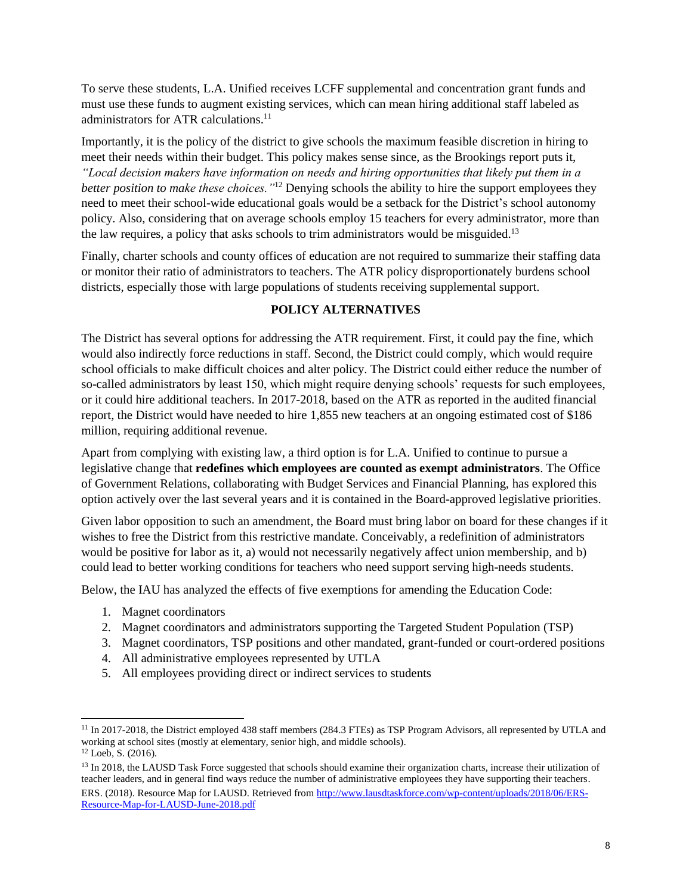To serve these students, L.A. Unified receives LCFF supplemental and concentration grant funds and must use these funds to augment existing services, which can mean hiring additional staff labeled as administrators for ATR calculations.[11]

Importantly, it is the policy of the district to give schools the maximum feasible discretion in hiring to meet their needs within their budget. This policy makes sense since, as the Brookings report puts it, *"Local decision makers have information on needs and hiring opportunities that likely put them in a better position to make these choices."*[12] Denying schools the ability to hire the support employees they need to meet their school-wide educational goals would be a setback for the District's school autonomy policy. Also, considering that on average schools employ 15 teachers for every administrator, more than the law requires, a policy that asks schools to trim administrators would be misguided.[13]

Finally, charter schools and county offices of education are not required to summarize their staffing data or monitor their ratio of administrators to teachers. The ATR policy disproportionately burdens school districts, especially those with large populations of students receiving supplemental support.

## POLICY ALTERNATIVES

The District has several options for addressing the ATR requirement. First, it could pay the fine, which would also indirectly force reductions in staff. Second, the District could comply, which would require school officials to make difficult choices and alter policy. The District could either reduce the number of so-called administrators by least 150, which might require denying schools' requests for such employees, or it could hire additional teachers. In 2017-2018, based on the ATR as reported in the audited financial report, the District would have needed to hire 1,855 new teachers at an ongoing estimated cost of $186 million, requiring additional revenue.

Apart from complying with existing law, a third option is for L.A. Unified to continue to pursue a legislative change that **redefines which employees are counted as exempt administrators**. The Office of Government Relations, collaborating with Budget Services and Financial Planning, has explored this option actively over the last several years and it is contained in the Board-approved legislative priorities.

Given labor opposition to such an amendment, the Board must bring labor on board for these changes if it wishes to free the District from this restrictive mandate. Conceivably, a redefinition of administrators would be positive for labor as it, a) would not necessarily negatively affect union membership, and b) could lead to better working conditions for teachers who need support serving high-needs students.

Below, the IAU has analyzed the effects of five exemptions for amending the Education Code:

1. Magnet coordinators
2. Magnet coordinators and administrators supporting the Targeted Student Population (TSP)
3. Magnet coordinators, TSP positions and other mandated, grant-funded or court-ordered positions
4. All administrative employees represented by UTLA
5. All employees providing direct or indirect services to students

---

[11] In 2017-2018, the District employed 438 staff members (284.3 FTEs) as TSP Program Advisors, all represented by UTLA and working at school sites (mostly at elementary, senior high, and middle schools).

[12] Loeb, S. (2016).

[13] In 2018, the LAUSD Task Force suggested that schools should examine their organization charts, increase their utilization of teacher leaders, and in general find ways reduce the number of administrative employees they have supporting their teachers. ERS. (2018). Resource Map for LAUSD. Retrieved from http://www.lausdtaskforce.com/wp-content/uploads/2018/06/ERS-Resource-Map-for-LAUSD-June-2018.pdf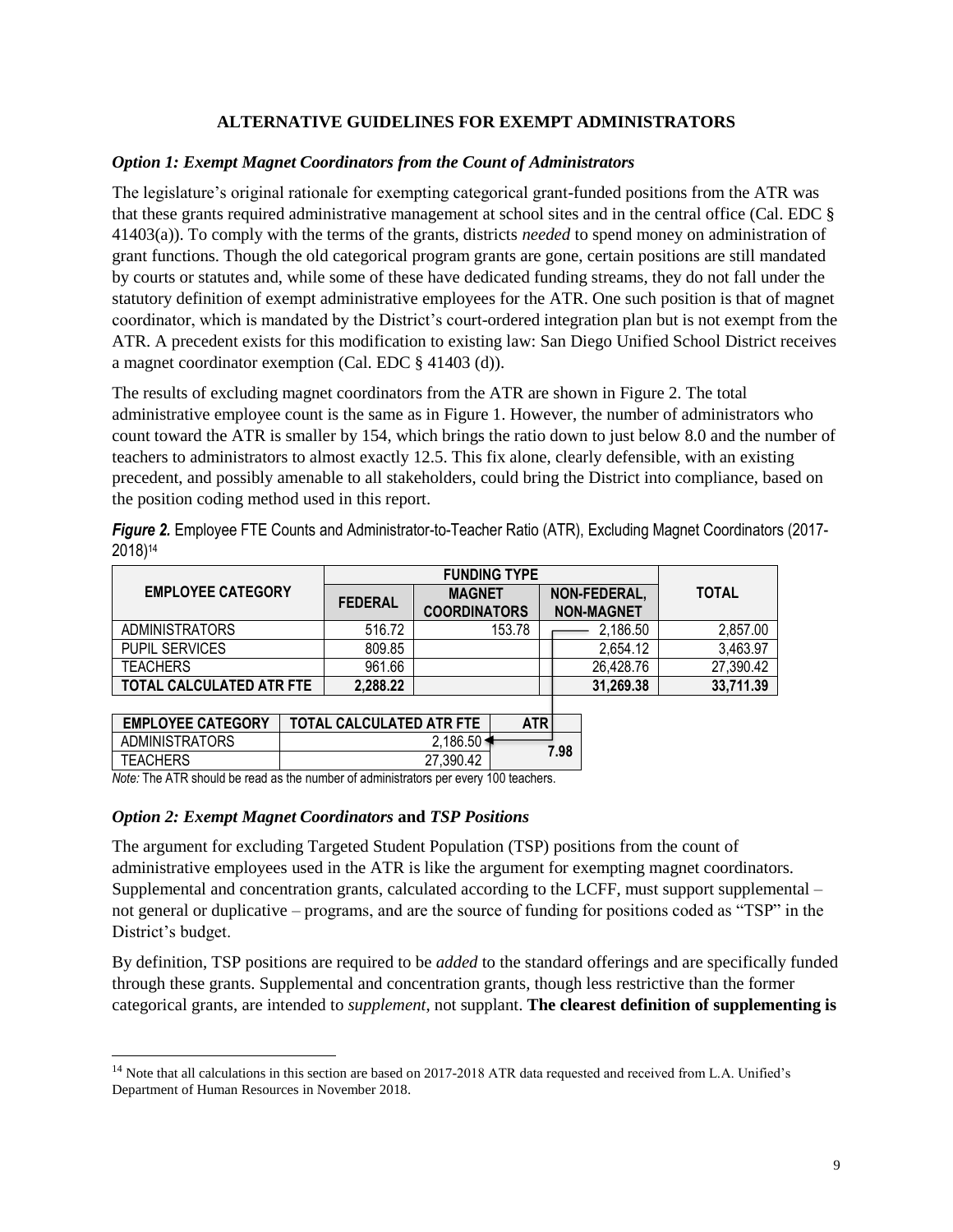### ALTERNATIVE GUIDELINES FOR EXEMPT ADMINISTRATORS

#### *Option 1: Exempt Magnet Coordinators from the Count of Administrators*

The legislature's original rationale for exempting categorical grant-funded positions from the ATR was that these grants required administrative management at school sites and in the central office (Cal. EDC § 41403(a)). To comply with the terms of the grants, districts *needed* to spend money on administration of grant functions. Though the old categorical program grants are gone, certain positions are still mandated by courts or statutes and, while some of these have dedicated funding streams, they do not fall under the statutory definition of exempt administrative employees for the ATR. One such position is that of magnet coordinator, which is mandated by the District's court-ordered integration plan but is not exempt from the ATR. A precedent exists for this modification to existing law: San Diego Unified School District receives a magnet coordinator exemption (Cal. EDC § 41403 (d)).

The results of excluding magnet coordinators from the ATR are shown in Figure 2. The total administrative employee count is the same as in Figure 1. However, the number of administrators who count toward the ATR is smaller by 154, which brings the ratio down to just below 8.0 and the number of teachers to administrators to almost exactly 12.5. This fix alone, clearly defensible, with an existing precedent, and possibly amenable to all stakeholders, could bring the District into compliance, based on the position coding method used in this report.

***Figure 2.*** Employee FTE Counts and Administrator-to-Teacher Ratio (ATR), Excluding Magnet Coordinators (2017-2018)[14]

| EMPLOYEE CATEGORY | FUNDING TYPE | | | TOTAL |
|---|---|---|---|---|
| | FEDERAL | MAGNET COORDINATORS | NON-FEDERAL, NON-MAGNET | |
| ADMINISTRATORS | 516.72 | 153.78 | 2,186.50 | 2,857.00 |
| PUPIL SERVICES | 809.85 | | 2,654.12 | 3,463.97 |
| TEACHERS | 961.66 | | 26,428.76 | 27,390.42 |
| **TOTAL CALCULATED ATR FTE** | **2,288.22** | | **31,269.38** | **33,711.39** |

| EMPLOYEE CATEGORY | TOTAL CALCULATED ATR FTE | ATR |
|---|---|---|
| ADMINISTRATORS | 2,186.50 | 7.98 |
| TEACHERS | 27,390.42 | |

*Note:* The ATR should be read as the number of administrators per every 100 teachers.

#### *Option 2: Exempt Magnet Coordinators* and *TSP Positions*

The argument for excluding Targeted Student Population (TSP) positions from the count of administrative employees used in the ATR is like the argument for exempting magnet coordinators. Supplemental and concentration grants, calculated according to the LCFF, must support supplemental – not general or duplicative – programs, and are the source of funding for positions coded as "TSP" in the District's budget.

By definition, TSP positions are required to be *added* to the standard offerings and are specifically funded through these grants. Supplemental and concentration grants, though less restrictive than the former categorical grants, are intended to *supplement*, not supplant. **The clearest definition of supplementing is**

[14] Note that all calculations in this section are based on 2017-2018 ATR data requested and received from L.A. Unified's Department of Human Resources in November 2018.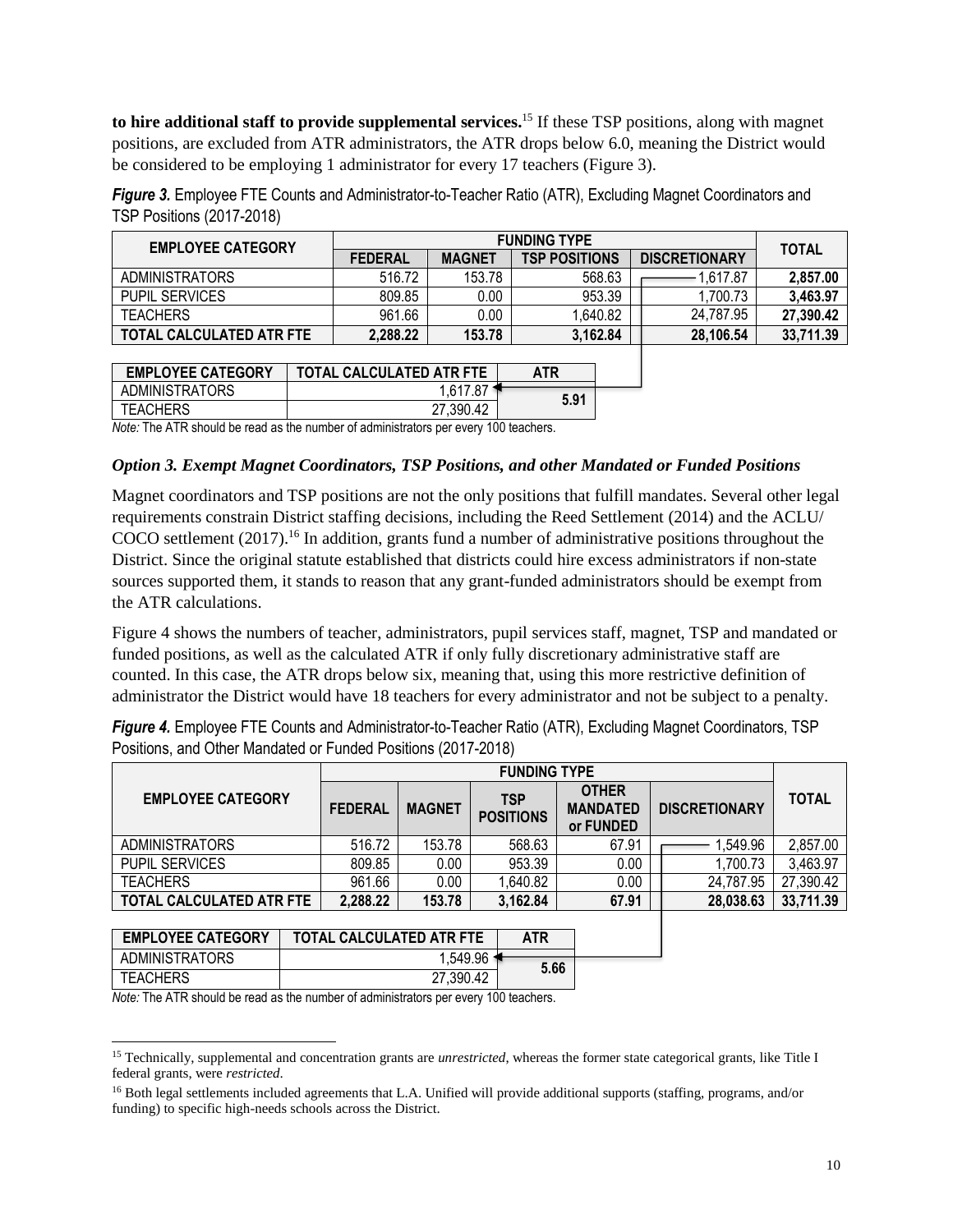**to hire additional staff to provide supplemental services.**[15] If these TSP positions, along with magnet positions, are excluded from ATR administrators, the ATR drops below 6.0, meaning the District would be considered to be employing 1 administrator for every 17 teachers (Figure 3).

***Figure 3.*** Employee FTE Counts and Administrator-to-Teacher Ratio (ATR), Excluding Magnet Coordinators and TSP Positions (2017-2018)

| EMPLOYEE CATEGORY | FUNDING TYPE | | | | TOTAL |
|---|---|---|---|---|---|
| | FEDERAL | MAGNET | TSP POSITIONS | DISCRETIONARY | |
| ADMINISTRATORS | 516.72 | 153.78 | 568.63 | 1,617.87 | **2,857.00** |
| PUPIL SERVICES | 809.85 | 0.00 | 953.39 | 1,700.73 | **3,463.97** |
| TEACHERS | 961.66 | 0.00 | 1,640.82 | 24,787.95 | **27,390.42** |
| **TOTAL CALCULATED ATR FTE** | **2,288.22** | **153.78** | **3,162.84** | **28,106.54** | **33,711.39** |

| EMPLOYEE CATEGORY | TOTAL CALCULATED ATR FTE | ATR |
|---|---|---|
| ADMINISTRATORS | 1,617.87 | 5.91 |
| TEACHERS | 27,390.42 | |

*Note:* The ATR should be read as the number of administrators per every 100 teachers.

### *Option 3. Exempt Magnet Coordinators, TSP Positions, and other Mandated or Funded Positions*

Magnet coordinators and TSP positions are not the only positions that fulfill mandates. Several other legal requirements constrain District staffing decisions, including the Reed Settlement (2014) and the ACLU/ COCO settlement (2017).[16] In addition, grants fund a number of administrative positions throughout the District. Since the original statute established that districts could hire excess administrators if non-state sources supported them, it stands to reason that any grant-funded administrators should be exempt from the ATR calculations.

Figure 4 shows the numbers of teacher, administrators, pupil services staff, magnet, TSP and mandated or funded positions, as well as the calculated ATR if only fully discretionary administrative staff are counted. In this case, the ATR drops below six, meaning that, using this more restrictive definition of administrator the District would have 18 teachers for every administrator and not be subject to a penalty.

***Figure 4.*** Employee FTE Counts and Administrator-to-Teacher Ratio (ATR), Excluding Magnet Coordinators, TSP Positions, and Other Mandated or Funded Positions (2017-2018)

| EMPLOYEE CATEGORY | FUNDING TYPE | | | | | TOTAL |
|---|---|---|---|---|---|---|
| | FEDERAL | MAGNET | TSP POSITIONS | OTHER MANDATED or FUNDED | DISCRETIONARY | |
| ADMINISTRATORS | 516.72 | 153.78 | 568.63 | 67.91 | 1,549.96 | 2,857.00 |
| PUPIL SERVICES | 809.85 | 0.00 | 953.39 | 0.00 | 1,700.73 | 3,463.97 |
| TEACHERS | 961.66 | 0.00 | 1,640.82 | 0.00 | 24,787.95 | 27,390.42 |
| **TOTAL CALCULATED ATR FTE** | **2,288.22** | **153.78** | **3,162.84** | **67.91** | **28,038.63** | **33,711.39** |

| EMPLOYEE CATEGORY | TOTAL CALCULATED ATR FTE | ATR |
|---|---|---|
| ADMINISTRATORS | 1,549.96 | 5.66 |
| TEACHERS | 27,390.42 | |

*Note:* The ATR should be read as the number of administrators per every 100 teachers.

---

[15] Technically, supplemental and concentration grants are *unrestricted*, whereas the former state categorical grants, like Title I federal grants, were *restricted*.

[16] Both legal settlements included agreements that L.A. Unified will provide additional supports (staffing, programs, and/or funding) to specific high-needs schools across the District.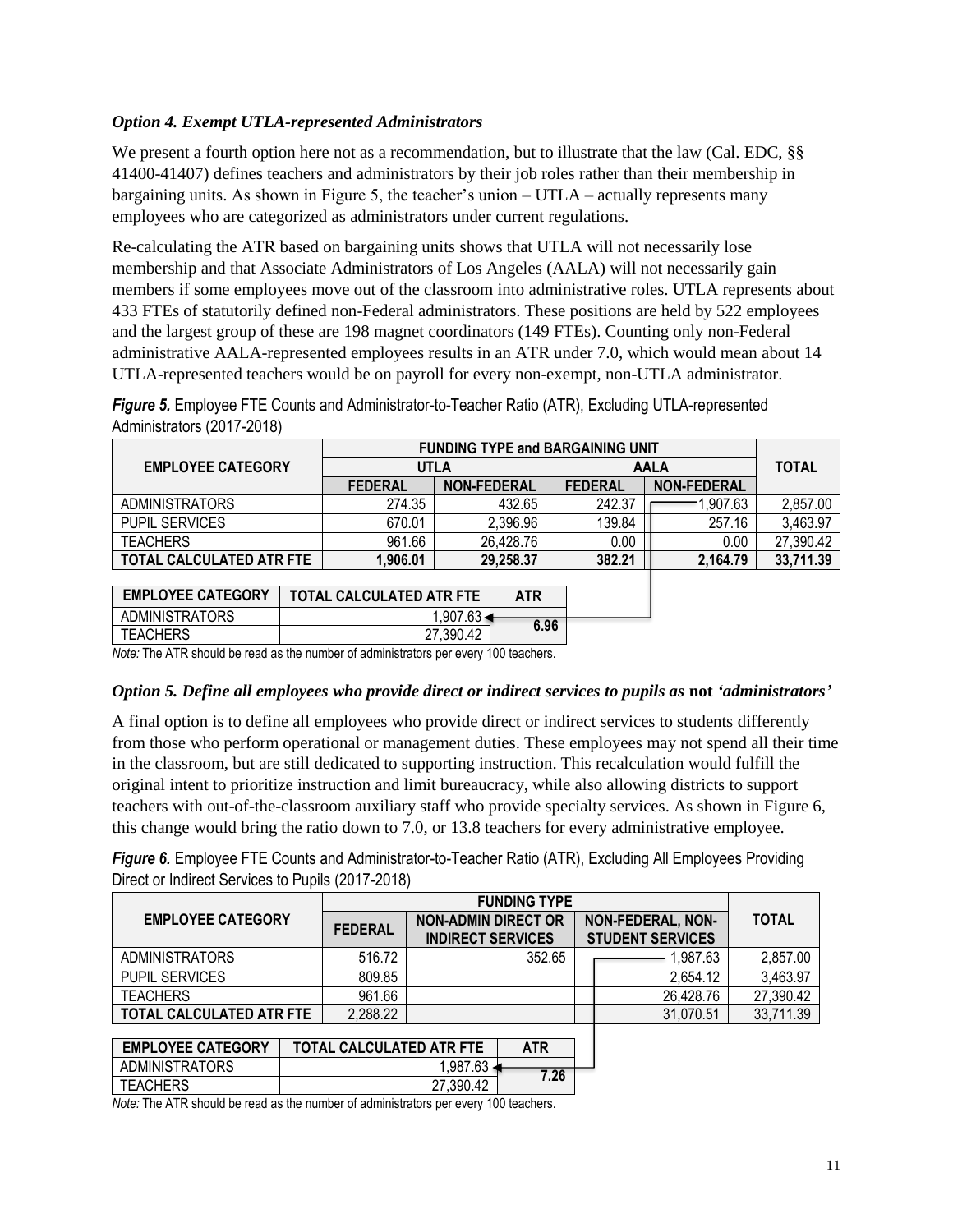### *Option 4. Exempt UTLA-represented Administrators*

We present a fourth option here not as a recommendation, but to illustrate that the law (Cal. EDC, §§ 41400-41407) defines teachers and administrators by their job roles rather than their membership in bargaining units. As shown in Figure 5, the teacher's union – UTLA – actually represents many employees who are categorized as administrators under current regulations.

Re-calculating the ATR based on bargaining units shows that UTLA will not necessarily lose membership and that Associate Administrators of Los Angeles (AALA) will not necessarily gain members if some employees move out of the classroom into administrative roles. UTLA represents about 433 FTEs of statutorily defined non-Federal administrators. These positions are held by 522 employees and the largest group of these are 198 magnet coordinators (149 FTEs). Counting only non-Federal administrative AALA-represented employees results in an ATR under 7.0, which would mean about 14 UTLA-represented teachers would be on payroll for every non-exempt, non-UTLA administrator.

***Figure 5.*** Employee FTE Counts and Administrator-to-Teacher Ratio (ATR), Excluding UTLA-represented Administrators (2017-2018)

| EMPLOYEE CATEGORY | FUNDING TYPE and BARGAINING UNIT | | | | TOTAL |
|---|---|---|---|---|---|
| | UTLA | | AALA | | |
| | FEDERAL | NON-FEDERAL | FEDERAL | NON-FEDERAL | |
| ADMINISTRATORS | 274.35 | 432.65 | 242.37 | 1,907.63 | 2,857.00 |
| PUPIL SERVICES | 670.01 | 2,396.96 | 139.84 | 257.16 | 3,463.97 |
| TEACHERS | 961.66 | 26,428.76 | 0.00 | 0.00 | 27,390.42 |
| **TOTAL CALCULATED ATR FTE** | **1,906.01** | **29,258.37** | **382.21** | **2,164.79** | **33,711.39** |

| EMPLOYEE CATEGORY | TOTAL CALCULATED ATR FTE | ATR |
|---|---|---|
| ADMINISTRATORS | 1,907.63 | 6.96 |
| TEACHERS | 27,390.42 | |

*Note:* The ATR should be read as the number of administrators per every 100 teachers.

### *Option 5. Define all employees who provide direct or indirect services to pupils as* not *'administrators'*

A final option is to define all employees who provide direct or indirect services to students differently from those who perform operational or management duties. These employees may not spend all their time in the classroom, but are still dedicated to supporting instruction. This recalculation would fulfill the original intent to prioritize instruction and limit bureaucracy, while also allowing districts to support teachers with out-of-the-classroom auxiliary staff who provide specialty services. As shown in Figure 6, this change would bring the ratio down to 7.0, or 13.8 teachers for every administrative employee.

***Figure 6.*** Employee FTE Counts and Administrator-to-Teacher Ratio (ATR), Excluding All Employees Providing Direct or Indirect Services to Pupils (2017-2018)

| EMPLOYEE CATEGORY | FUNDING TYPE | | | TOTAL |
|---|---|---|---|---|
| | FEDERAL | NON-ADMIN DIRECT OR INDIRECT SERVICES | NON-FEDERAL, NON-STUDENT SERVICES | |
| ADMINISTRATORS | 516.72 | 352.65 | 1,987.63 | 2,857.00 |
| PUPIL SERVICES | 809.85 | | 2,654.12 | 3,463.97 |
| TEACHERS | 961.66 | | 26,428.76 | 27,390.42 |
| **TOTAL CALCULATED ATR FTE** | 2,288.22 | | 31,070.51 | 33,711.39 |

| EMPLOYEE CATEGORY | TOTAL CALCULATED ATR FTE | ATR |
|---|---|---|
| ADMINISTRATORS | 1,987.63 | 7.26 |
| TEACHERS | 27,390.42 | |

*Note:* The ATR should be read as the number of administrators per every 100 teachers.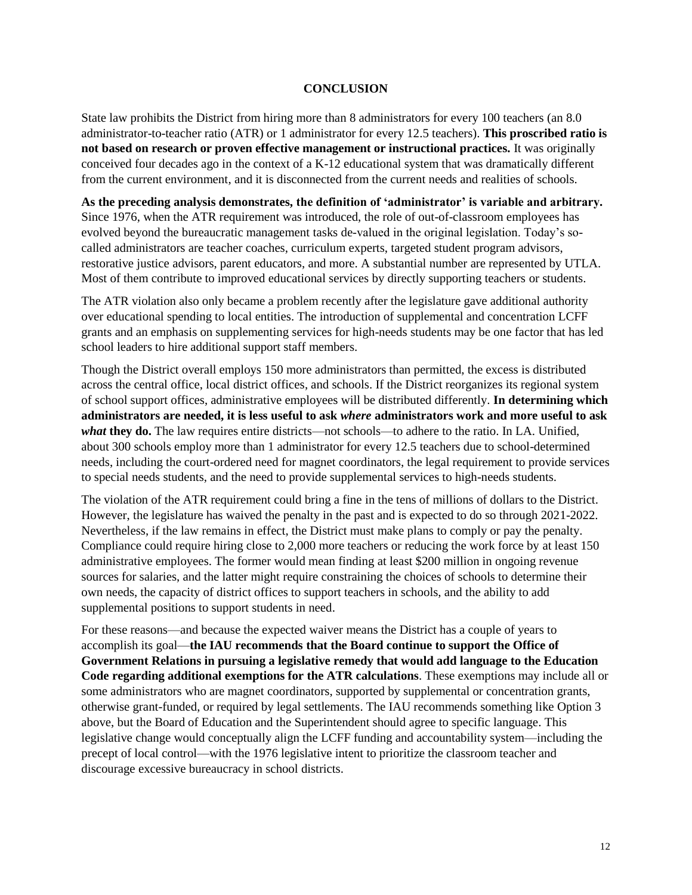## CONCLUSION

State law prohibits the District from hiring more than 8 administrators for every 100 teachers (an 8.0 administrator-to-teacher ratio (ATR) or 1 administrator for every 12.5 teachers). **This proscribed ratio is not based on research or proven effective management or instructional practices.** It was originally conceived four decades ago in the context of a K-12 educational system that was dramatically different from the current environment, and it is disconnected from the current needs and realities of schools.

**As the preceding analysis demonstrates, the definition of 'administrator' is variable and arbitrary.** Since 1976, when the ATR requirement was introduced, the role of out-of-classroom employees has evolved beyond the bureaucratic management tasks de-valued in the original legislation. Today's so-called administrators are teacher coaches, curriculum experts, targeted student program advisors, restorative justice advisors, parent educators, and more. A substantial number are represented by UTLA. Most of them contribute to improved educational services by directly supporting teachers or students.

The ATR violation also only became a problem recently after the legislature gave additional authority over educational spending to local entities. The introduction of supplemental and concentration LCFF grants and an emphasis on supplementing services for high-needs students may be one factor that has led school leaders to hire additional support staff members.

Though the District overall employs 150 more administrators than permitted, the excess is distributed across the central office, local district offices, and schools. If the District reorganizes its regional system of school support offices, administrative employees will be distributed differently. **In determining which administrators are needed, it is less useful to ask *where* administrators work and more useful to ask *what* they do.** The law requires entire districts—not schools—to adhere to the ratio. In LA. Unified, about 300 schools employ more than 1 administrator for every 12.5 teachers due to school-determined needs, including the court-ordered need for magnet coordinators, the legal requirement to provide services to special needs students, and the need to provide supplemental services to high-needs students.

The violation of the ATR requirement could bring a fine in the tens of millions of dollars to the District. However, the legislature has waived the penalty in the past and is expected to do so through 2021-2022. Nevertheless, if the law remains in effect, the District must make plans to comply or pay the penalty. Compliance could require hiring close to 2,000 more teachers or reducing the work force by at least 150 administrative employees. The former would mean finding at least $200 million in ongoing revenue sources for salaries, and the latter might require constraining the choices of schools to determine their own needs, the capacity of district offices to support teachers in schools, and the ability to add supplemental positions to support students in need.

For these reasons—and because the expected waiver means the District has a couple of years to accomplish its goal—**the IAU recommends that the Board continue to support the Office of Government Relations in pursuing a legislative remedy that would add language to the Education Code regarding additional exemptions for the ATR calculations**. These exemptions may include all or some administrators who are magnet coordinators, supported by supplemental or concentration grants, otherwise grant-funded, or required by legal settlements. The IAU recommends something like Option 3 above, but the Board of Education and the Superintendent should agree to specific language. This legislative change would conceptually align the LCFF funding and accountability system—including the precept of local control—with the 1976 legislative intent to prioritize the classroom teacher and discourage excessive bureaucracy in school districts.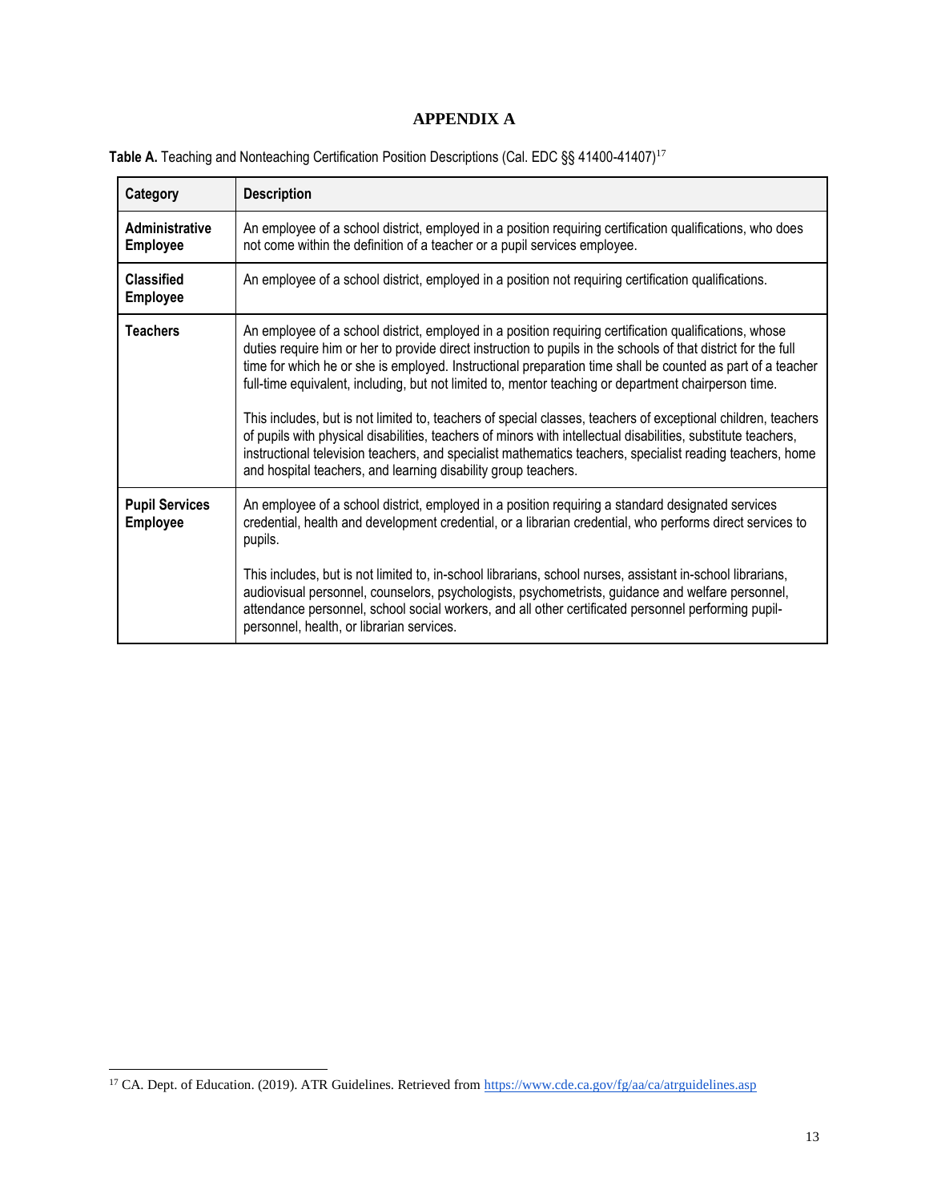# APPENDIX A

**Table A.** Teaching and Nonteaching Certification Position Descriptions (Cal. EDC §§ 41400-41407)[17]

| Category | Description |
|---|---|
| **Administrative Employee** | An employee of a school district, employed in a position requiring certification qualifications, who does not come within the definition of a teacher or a pupil services employee. |
| **Classified Employee** | An employee of a school district, employed in a position not requiring certification qualifications. |
| **Teachers** | An employee of a school district, employed in a position requiring certification qualifications, whose duties require him or her to provide direct instruction to pupils in the schools of that district for the full time for which he or she is employed. Instructional preparation time shall be counted as part of a teacher full-time equivalent, including, but not limited to, mentor teaching or department chairperson time.<br><br>This includes, but is not limited to, teachers of special classes, teachers of exceptional children, teachers of pupils with physical disabilities, teachers of minors with intellectual disabilities, substitute teachers, instructional television teachers, and specialist mathematics teachers, specialist reading teachers, home and hospital teachers, and learning disability group teachers. |
| **Pupil Services Employee** | An employee of a school district, employed in a position requiring a standard designated services credential, health and development credential, or a librarian credential, who performs direct services to pupils.<br><br>This includes, but is not limited to, in-school librarians, school nurses, assistant in-school librarians, audiovisual personnel, counselors, psychologists, psychometrists, guidance and welfare personnel, attendance personnel, school social workers, and all other certificated personnel performing pupil-personnel, health, or librarian services. |

[17] CA. Dept. of Education. (2019). ATR Guidelines. Retrieved from https://www.cde.ca.gov/fg/aa/ca/atrguidelines.asp